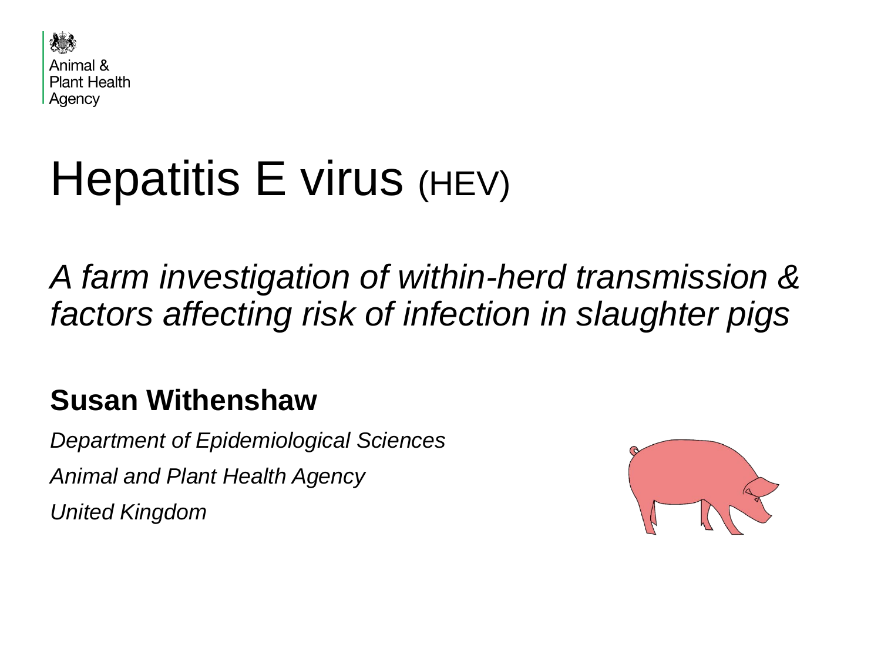Animal & Plant Health Agency

# Hepatitis E virus (HEV)

## *A farm investigation of within-herd transmission & factors affecting risk of infection in slaughter pigs*

**Susan Withenshaw**

*Department of Epidemiological Sciences*

*Animal and Plant Health Agency*

*United Kingdom*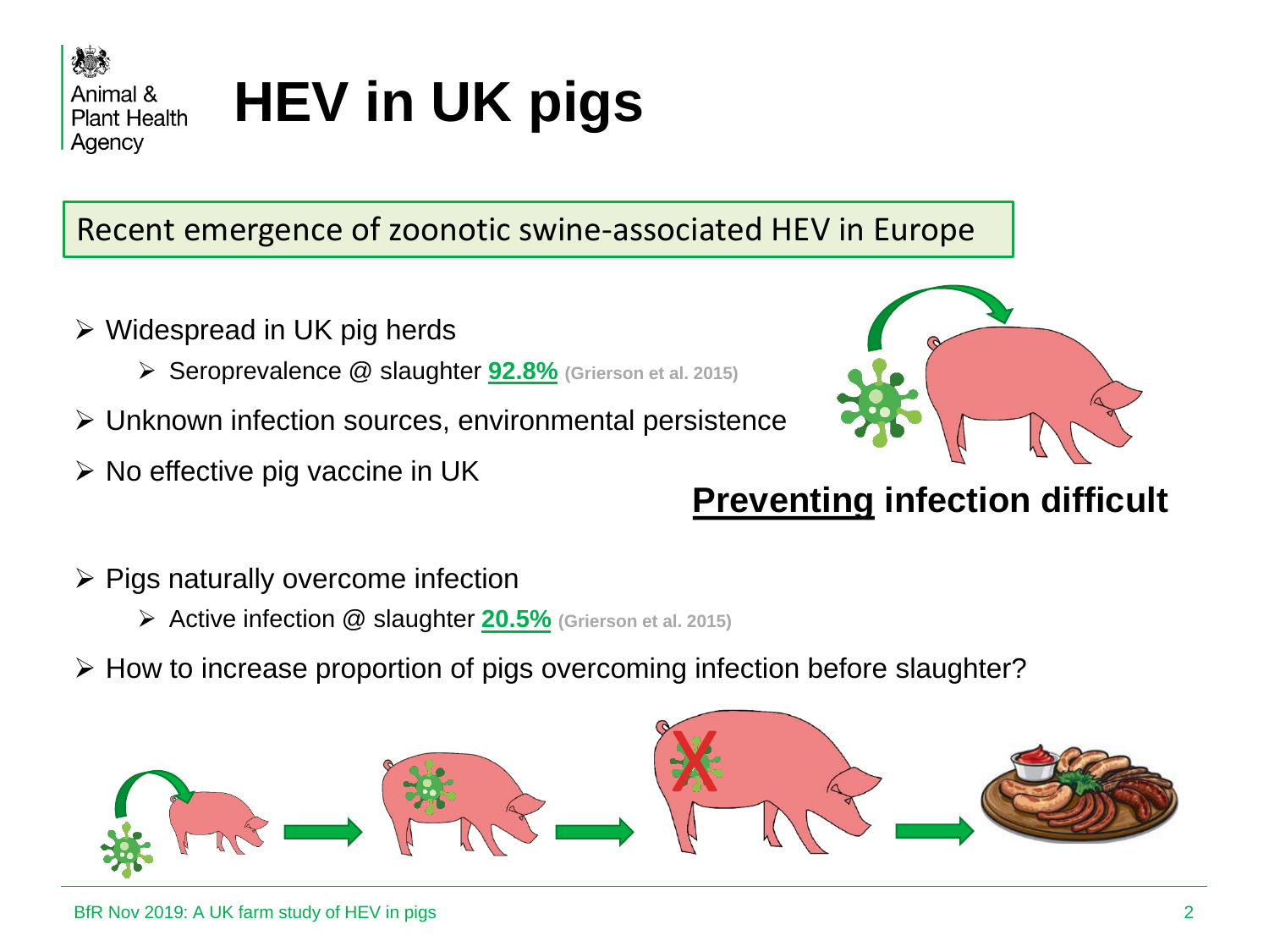# HEV in UK pigs

Recent emergence of zoonotic swine-associated HEV in Europe

- Widespread in UK pig herds
  - Seroprevalence @ slaughter **92.8%** (Grierson et al. 2015)
- Unknown infection sources, environmental persistence
- No effective pig vaccine in UK

**Preventing infection difficult**

- Pigs naturally overcome infection
  - Active infection @ slaughter **20.5%** (Grierson et al. 2015)
- How to increase proportion of pigs overcoming infection before slaughter?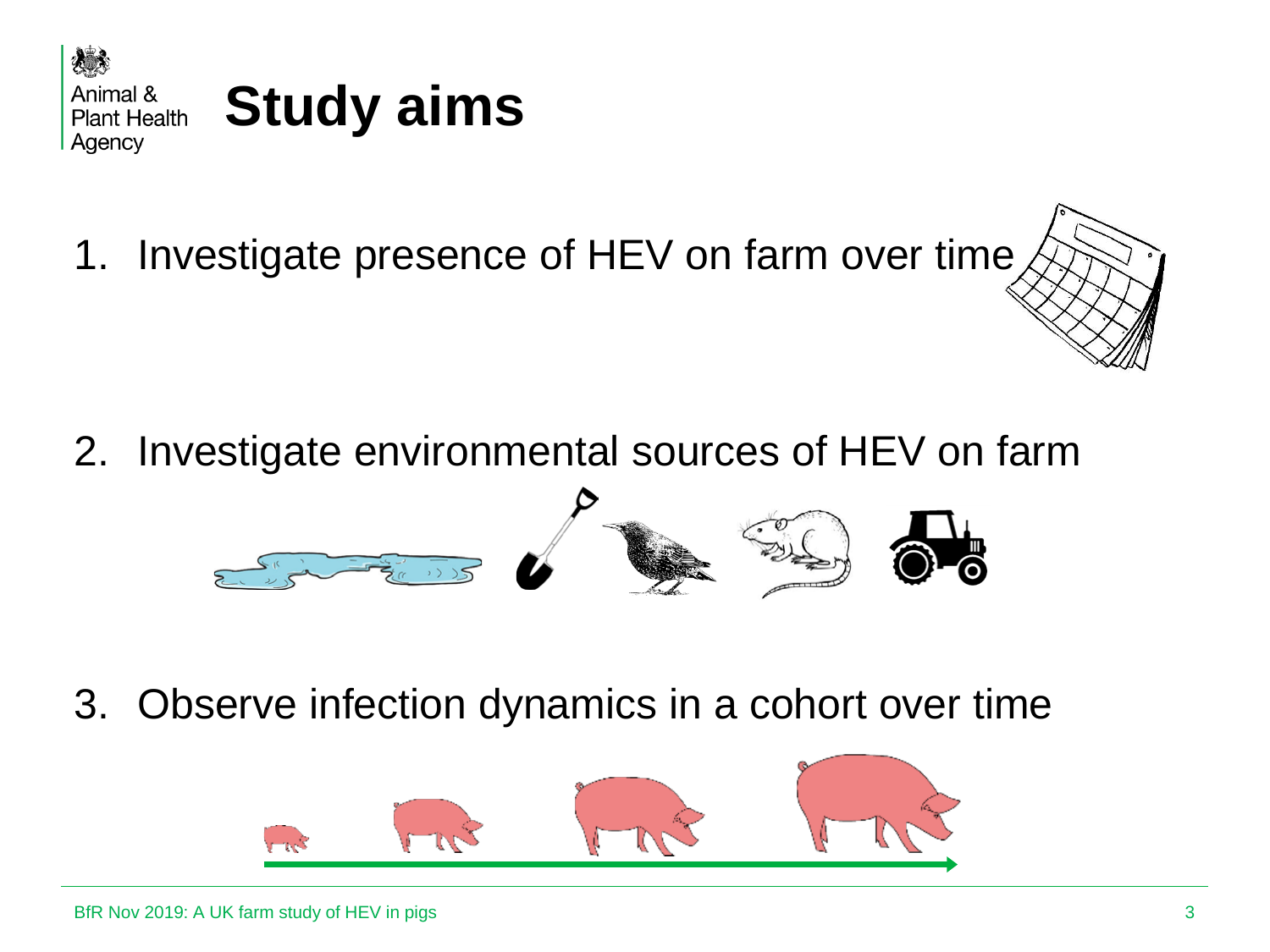# Study aims

1. Investigate presence of HEV on farm over time

2. Investigate environmental sources of HEV on farm

3. Observe infection dynamics in a cohort over time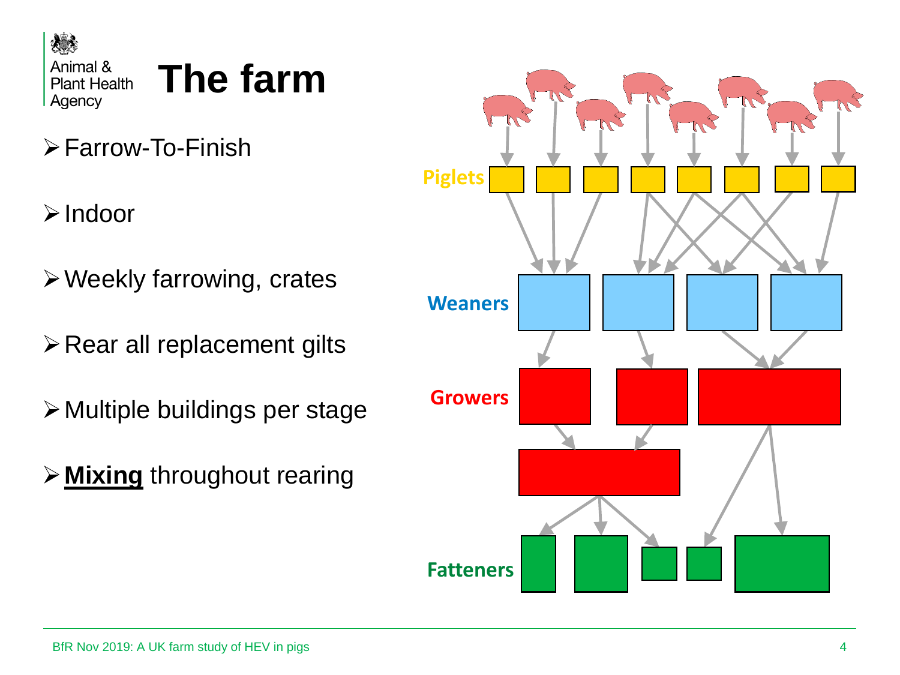# The farm

- Farrow-To-Finish
- Indoor
- Weekly farrowing, crates
- Rear all replacement gilts
- Multiple buildings per stage
- **Mixing** throughout rearing

Piglets

Weaners

Growers

Fatteners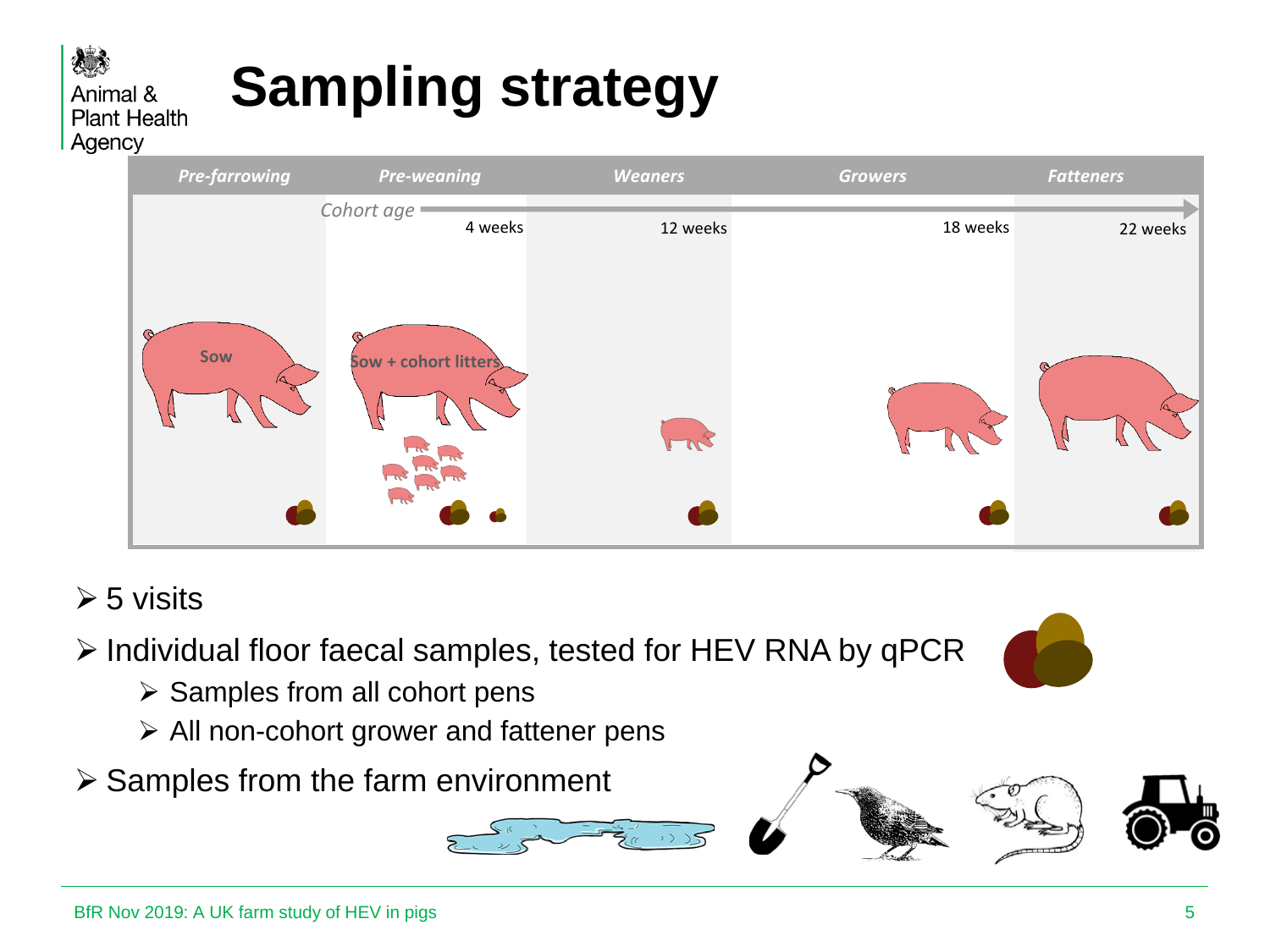# Sampling strategy

| Pre-farrowing | Pre-weaning | Weaners | Growers | Fatteners |
|---|---|---|---|---|
| Cohort age | 4 weeks | 12 weeks | 18 weeks | 22 weeks |
| Sow | Sow + cohort litters | | | |

- 5 visits
- Individual floor faecal samples, tested for HEV RNA by qPCR
    - Samples from all cohort pens
    - All non-cohort grower and fattener pens
- Samples from the farm environment

BfR Nov 2019: A UK farm study of HEV in pigs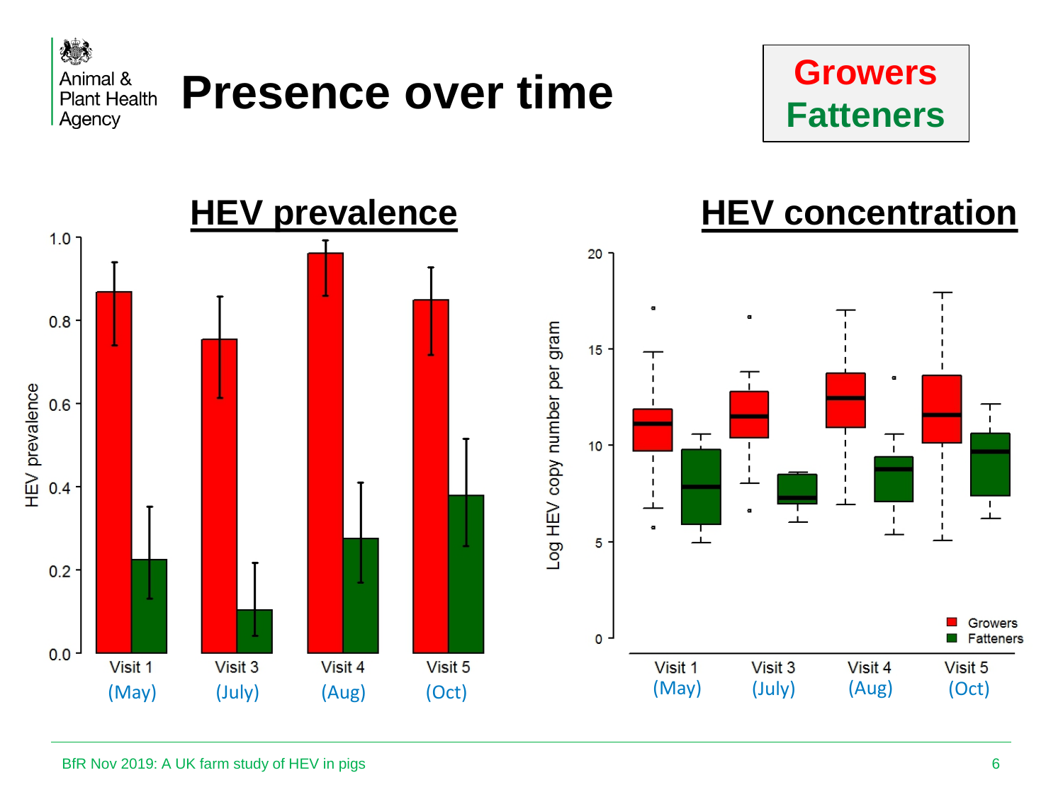# Presence over time

**Growers**
**Fatteners**

## HEV prevalence

HEV prevalence: 0.0, 0.2, 0.4, 0.6, 0.8, 1.0

Visit 1 (May) | Visit 3 (July) | Visit 4 (Aug) | Visit 5 (Oct)

## HEV concentration

Log HEV copy number per gram: 0, 5, 10, 15, 20

Growers
Fatteners

Visit 1 (May) | Visit 3 (July) | Visit 4 (Aug) | Visit 5 (Oct)

BfR Nov 2019: A UK farm study of HEV in pigs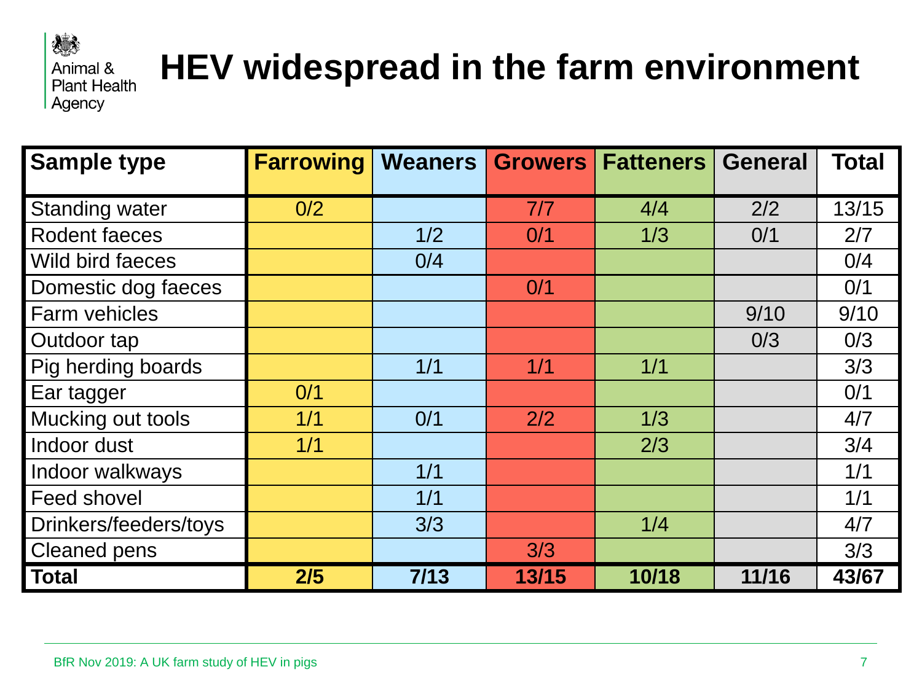# HEV widespread in the farm environment

| Sample type | Farrowing | Weaners | Growers | Fatteners | General | Total |
|---|---|---|---|---|---|---|
| Standing water | 0/2 | | 7/7 | 4/4 | 2/2 | 13/15 |
| Rodent faeces | | 1/2 | 0/1 | 1/3 | 0/1 | 2/7 |
| Wild bird faeces | | 0/4 | | | | 0/4 |
| Domestic dog faeces | | | 0/1 | | | 0/1 |
| Farm vehicles | | | | | 9/10 | 9/10 |
| Outdoor tap | | | | | 0/3 | 0/3 |
| Pig herding boards | | 1/1 | 1/1 | 1/1 | | 3/3 |
| Ear tagger | 0/1 | | | | | 0/1 |
| Mucking out tools | 1/1 | 0/1 | 2/2 | 1/3 | | 4/7 |
| Indoor dust | 1/1 | | | 2/3 | | 3/4 |
| Indoor walkways | | 1/1 | | | | 1/1 |
| Feed shovel | | 1/1 | | | | 1/1 |
| Drinkers/feeders/toys | | 3/3 | | 1/4 | | 4/7 |
| Cleaned pens | | | 3/3 | | | 3/3 |
| **Total** | **2/5** | **7/13** | **13/15** | **10/18** | **11/16** | **43/67** |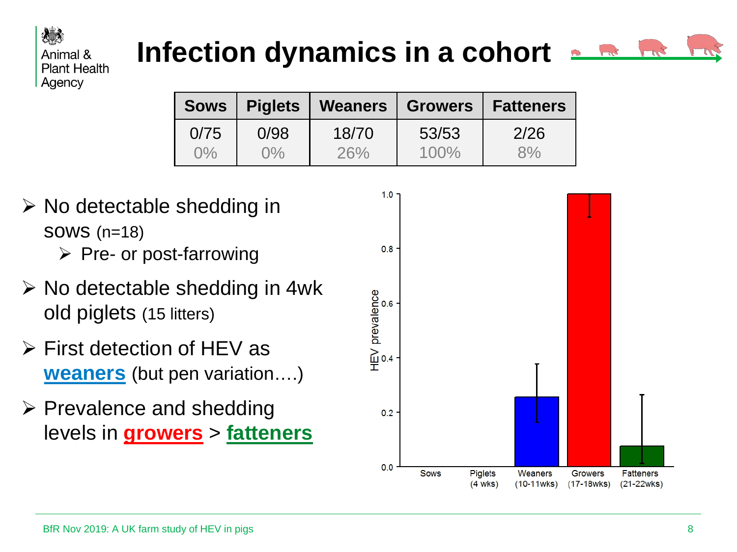# Infection dynamics in a cohort

| Sows | Piglets | Weaners | Growers | Fatteners |
|---|---|---|---|---|
| 0/75<br>0% | 0/98<br>0% | 18/70<br>26% | 53/53<br>100% | 2/26<br>8% |

- No detectable shedding in sows (n=18)
  - Pre- or post-farrowing
- No detectable shedding in 4wk old piglets (15 litters)
- First detection of HEV as **weaners** (but pen variation….)
- Prevalence and shedding levels in **growers** > **fatteners**

HEV prevalence: Sows; Piglets (4 wks); Weaners (10-11wks); Growers (17-18wks); Fatteners (21-22wks)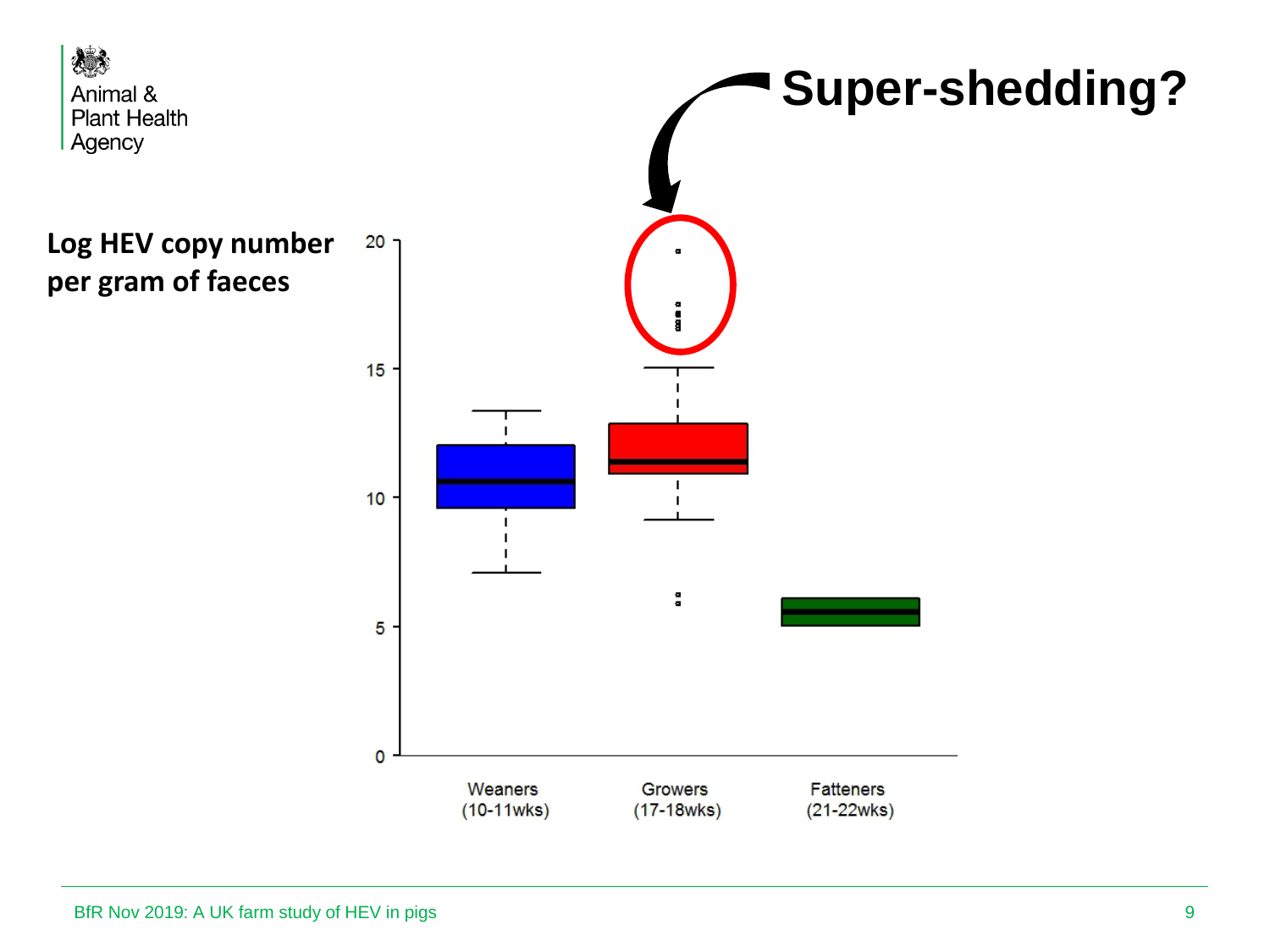# Super-shedding?

**Log HEV copy number per gram of faeces**

Weaners (10-11wks)

Growers (17-18wks)

Fatteners (21-22wks)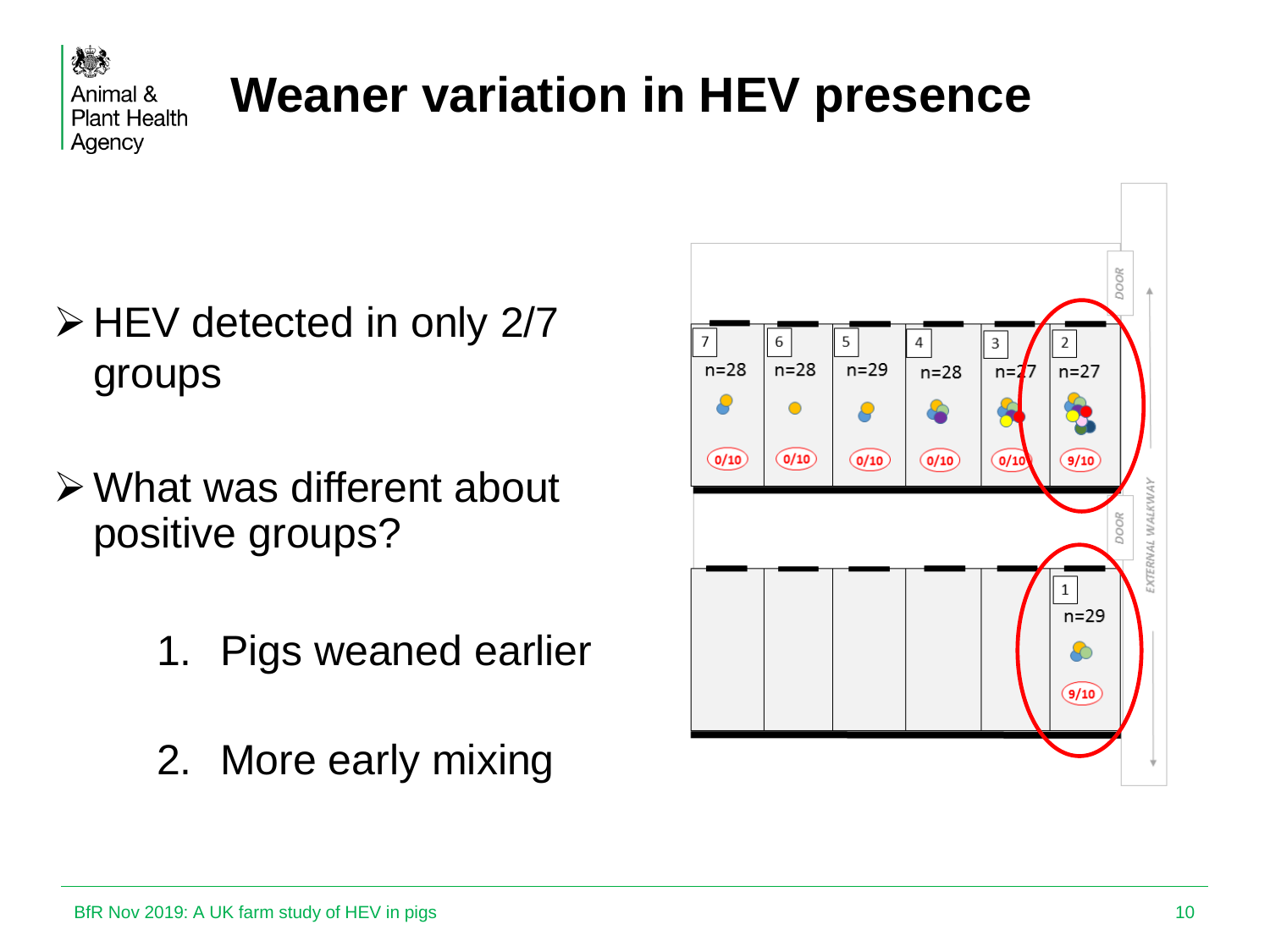# Weaner variation in HEV presence

- HEV detected in only 2/7 groups
- What was different about positive groups?

  1. Pigs weaned earlier
  2. More early mixing

| Pen | 7 | 6 | 5 | 4 | 3 | 2 | 1 |
|---|---|---|---|---|---|---|---|
| n | n=28 | n=28 | n=29 | n=28 | n=27 | n=27 | n=29 |
| HEV positive | 0/10 | 0/10 | 0/10 | 0/10 | 0/10 | 9/10 | 9/10 |

DOOR

DOOR

EXTERNAL WALKWAY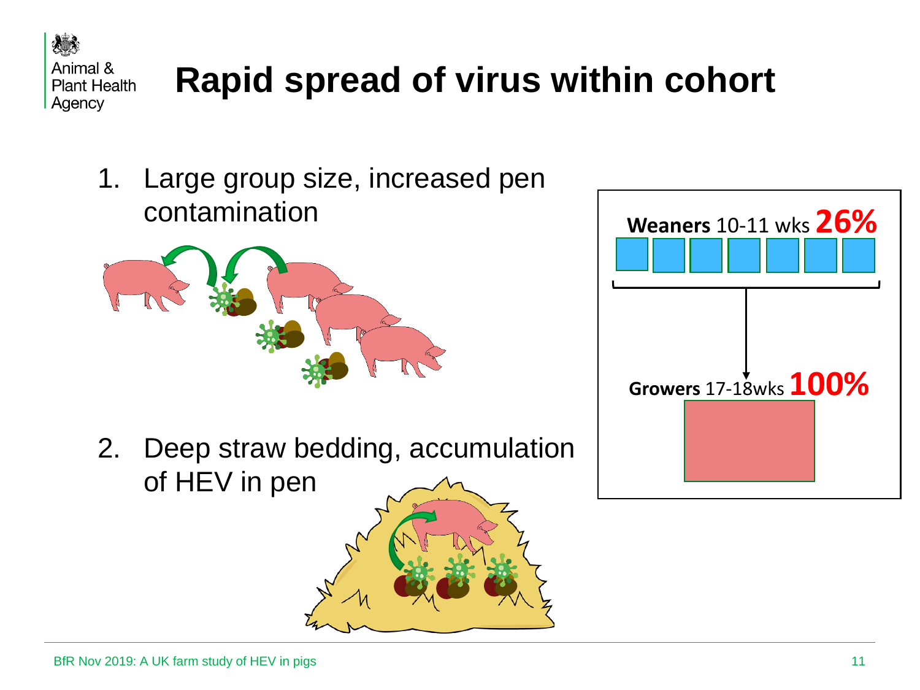# Rapid spread of virus within cohort

1. Large group size, increased pen contamination

2. Deep straw bedding, accumulation of HEV in pen

**Weaners** 10-11 wks **26%**

**Growers** 17-18wks **100%**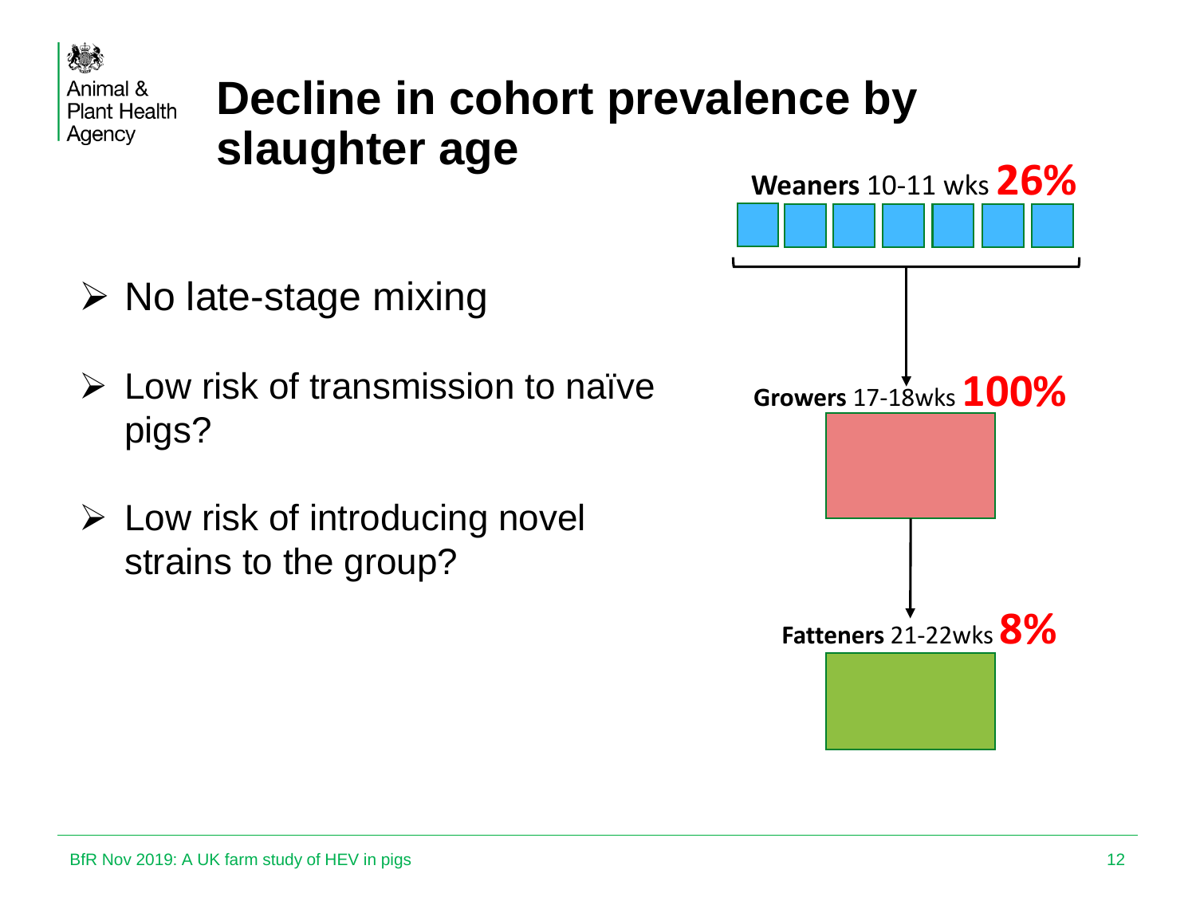# Decline in cohort prevalence by slaughter age

- No late-stage mixing
- Low risk of transmission to naïve pigs?
- Low risk of introducing novel strains to the group?

**Weaners** 10-11 wks **26%**

**Growers** 17-18wks **100%**

**Fatteners** 21-22wks **8%**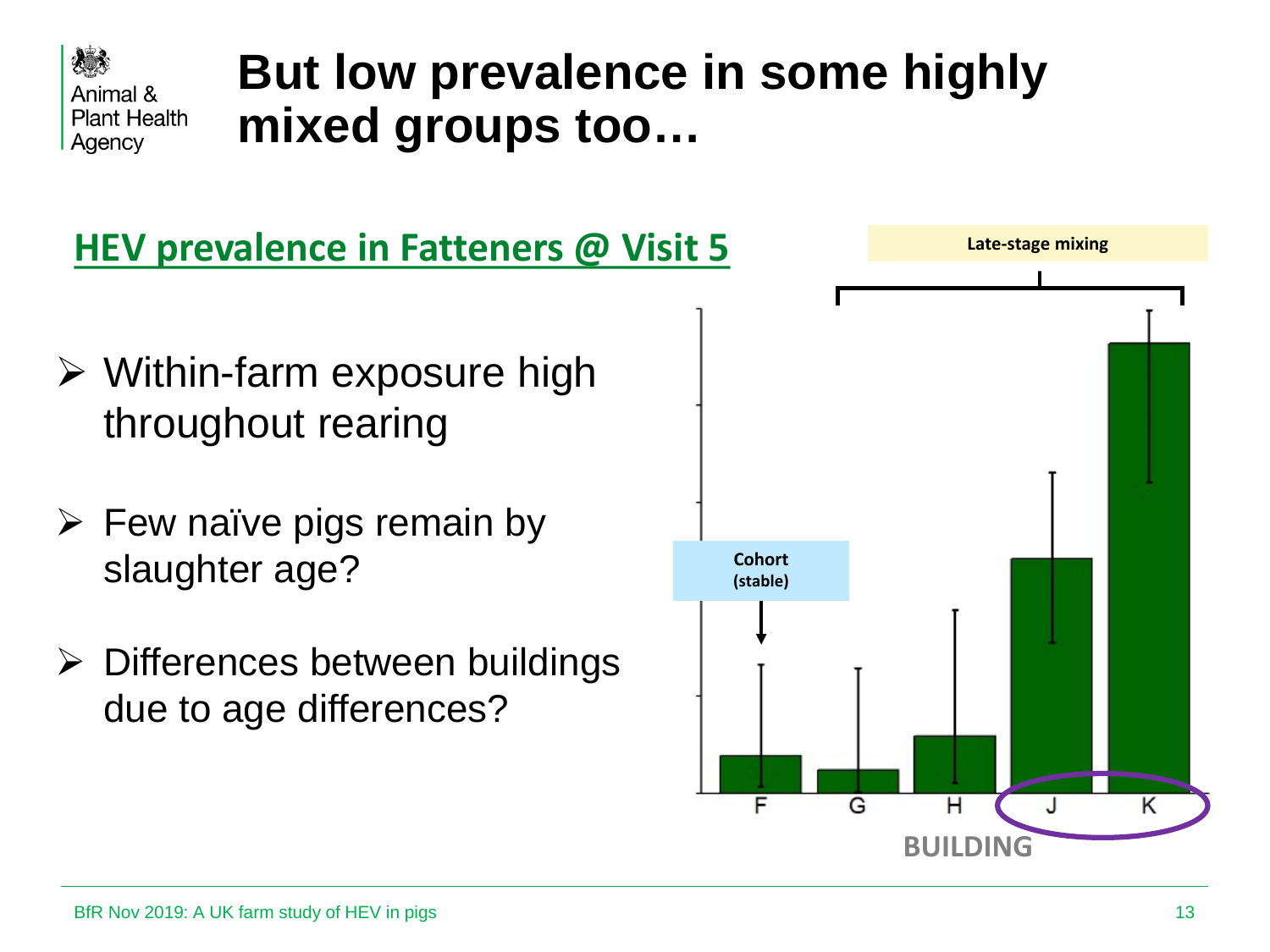# But low prevalence in some highly mixed groups too…

## HEV prevalence in Fatteners @ Visit 5

- Within-farm exposure high throughout rearing
- Few naïve pigs remain by slaughter age?
- Differences between buildings due to age differences?

Late-stage mixing

Cohort (stable)

F G H J K

BUILDING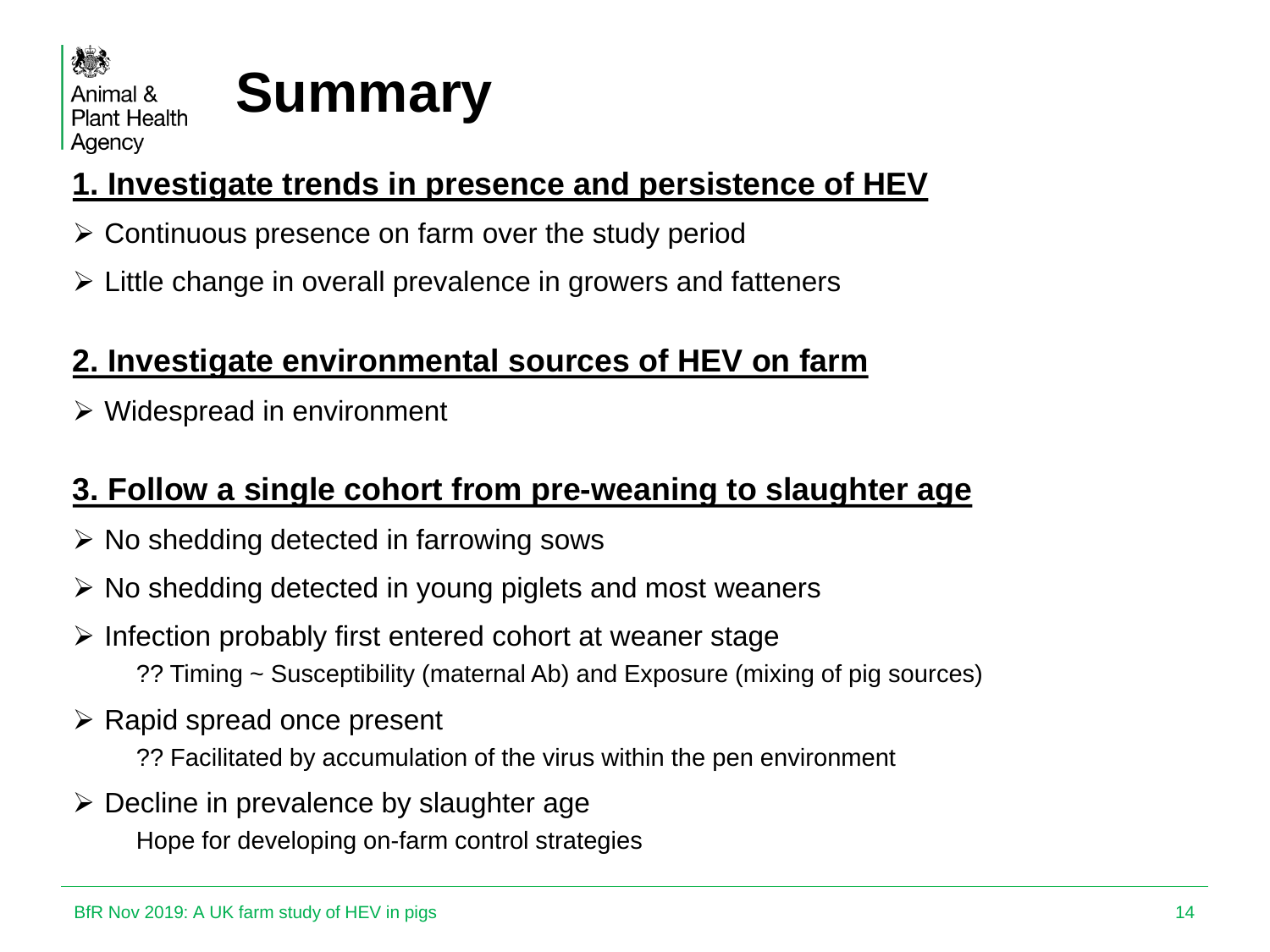# Summary

## 1. Investigate trends in presence and persistence of HEV

- Continuous presence on farm over the study period
- Little change in overall prevalence in growers and fatteners

## 2. Investigate environmental sources of HEV on farm

- Widespread in environment

## 3. Follow a single cohort from pre-weaning to slaughter age

- No shedding detected in farrowing sows
- No shedding detected in young piglets and most weaners
- Infection probably first entered cohort at weaner stage

  ?? Timing ~ Susceptibility (maternal Ab) and Exposure (mixing of pig sources)
- Rapid spread once present

  ?? Facilitated by accumulation of the virus within the pen environment
- Decline in prevalence by slaughter age

  Hope for developing on-farm control strategies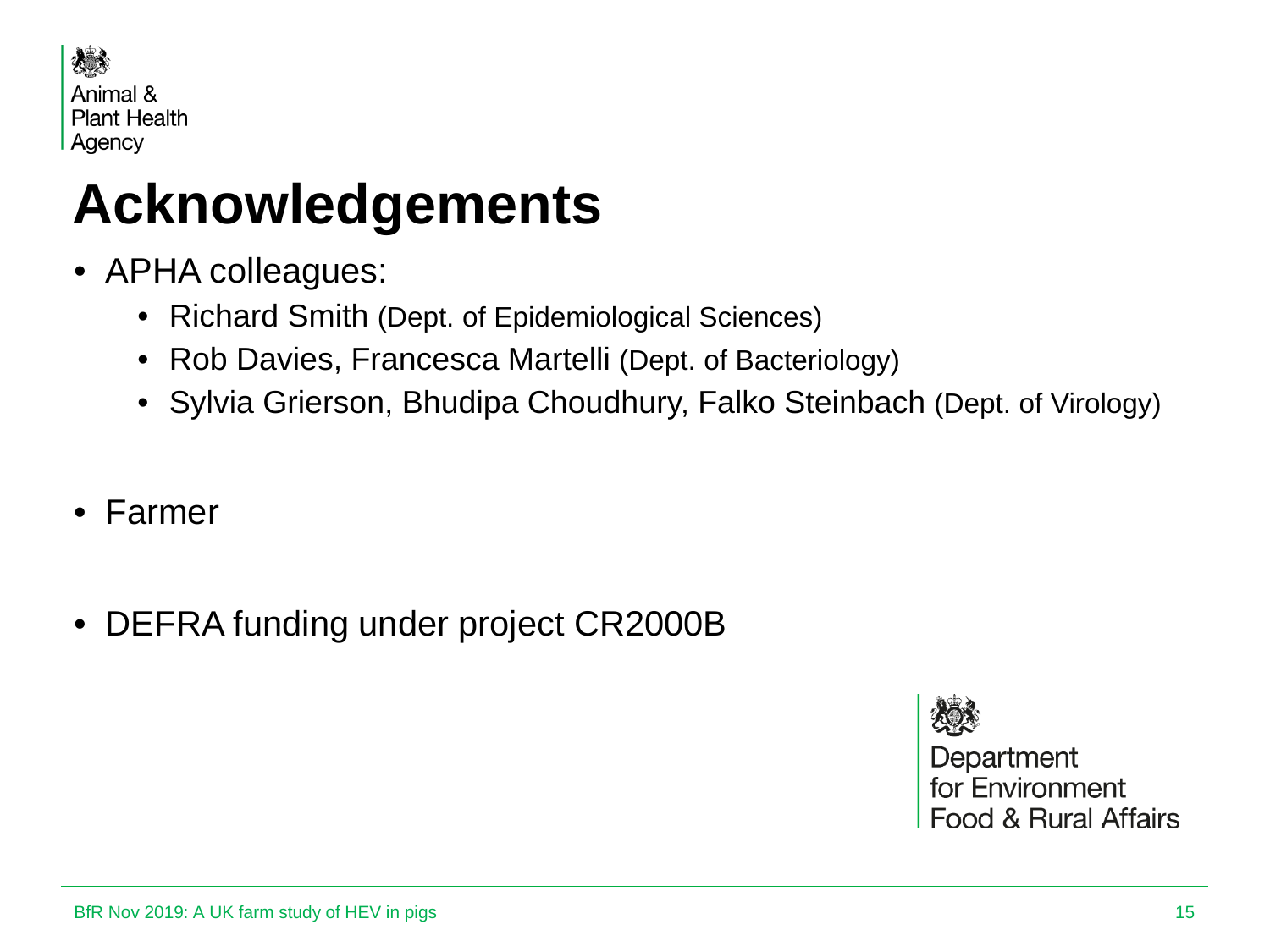Animal & Plant Health Agency

# Acknowledgements

- APHA colleagues:
  - Richard Smith (Dept. of Epidemiological Sciences)
  - Rob Davies, Francesca Martelli (Dept. of Bacteriology)
  - Sylvia Grierson, Bhudipa Choudhury, Falko Steinbach (Dept. of Virology)

- Farmer

- DEFRA funding under project CR2000B

Department for Environment Food & Rural Affairs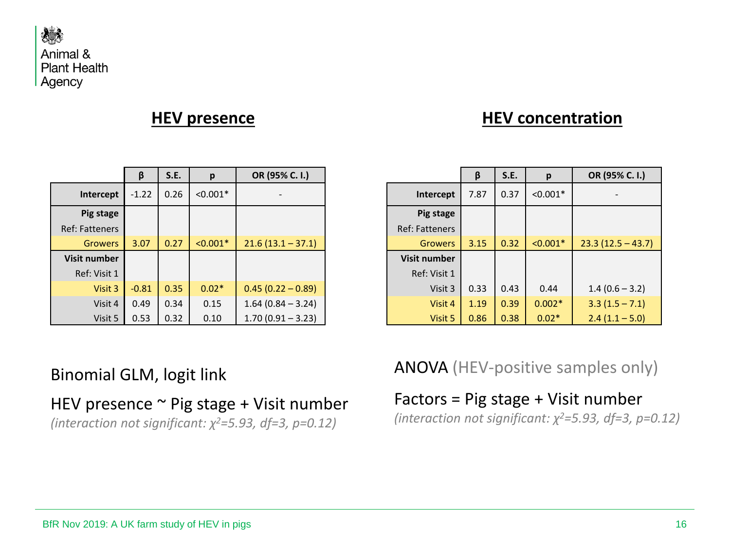## HEV presence

| | β | S.E. | p | OR (95% C. I.) |
|---|---|---|---|---|
| **Intercept** | -1.22 | 0.26 | <0.001* | - |
| **Pig stage** | | | | |
| Ref: Fatteners | | | | |
| Growers | 3.07 | 0.27 | <0.001* | 21.6 (13.1 – 37.1) |
| **Visit number** | | | | |
| Ref: Visit 1 | | | | |
| Visit 3 | -0.81 | 0.35 | 0.02* | 0.45 (0.22 – 0.89) |
| Visit 4 | 0.49 | 0.34 | 0.15 | 1.64 (0.84 – 3.24) |
| Visit 5 | 0.53 | 0.32 | 0.10 | 1.70 (0.91 – 3.23) |

Binomial GLM, logit link

HEV presence ~ Pig stage + Visit number

*(interaction not significant: $\chi^2$=5.93, df=3, p=0.12)*

## HEV concentration

| | β | S.E. | p | OR (95% C. I.) |
|---|---|---|---|---|
| **Intercept** | 7.87 | 0.37 | <0.001* | - |
| **Pig stage** | | | | |
| Ref: Fatteners | | | | |
| Growers | 3.15 | 0.32 | <0.001* | 23.3 (12.5 – 43.7) |
| **Visit number** | | | | |
| Ref: Visit 1 | | | | |
| Visit 3 | 0.33 | 0.43 | 0.44 | 1.4 (0.6 – 3.2) |
| Visit 4 | 1.19 | 0.39 | 0.002* | 3.3 (1.5 – 7.1) |
| Visit 5 | 0.86 | 0.38 | 0.02* | 2.4 (1.1 – 5.0) |

ANOVA (HEV-positive samples only)

Factors = Pig stage + Visit number

*(interaction not significant: $\chi^2$=5.93, df=3, p=0.12)*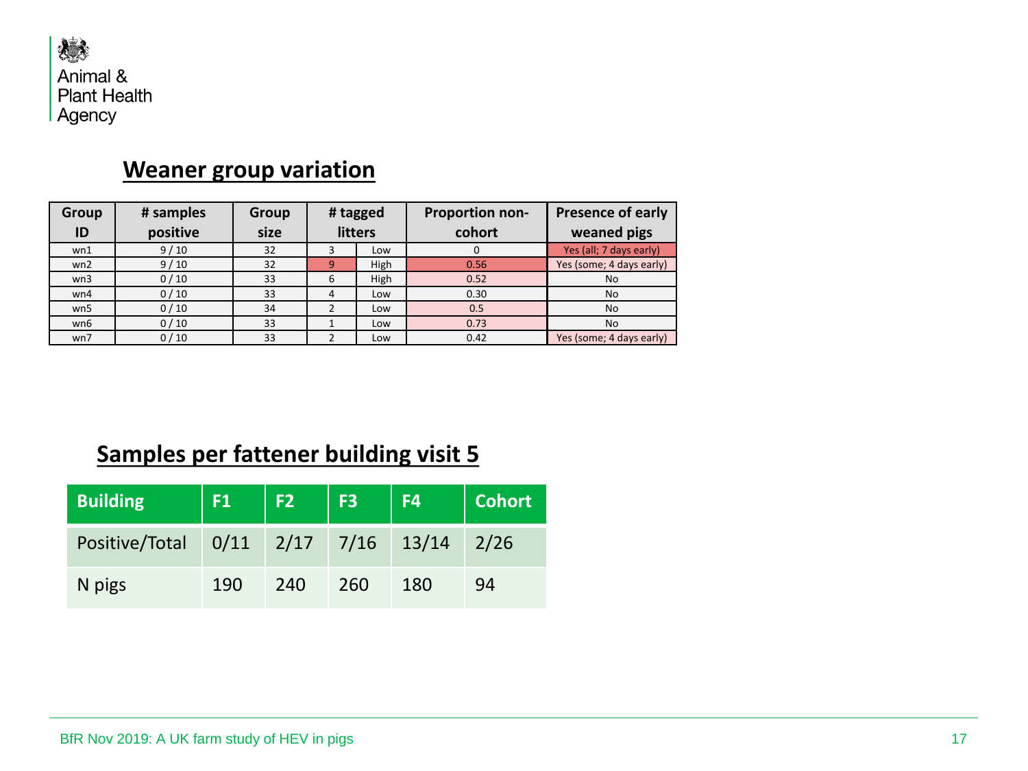## Weaner group variation

| Group ID | # samples positive | Group size | # tagged litters | | Proportion non-cohort | Presence of early weaned pigs |
|---|---|---|---|---|---|---|
| wn1 | 9 / 10 | 32 | 3 | Low | 0 | Yes (all; 7 days early) |
| wn2 | 9 / 10 | 32 | 9 | High | 0.56 | Yes (some; 4 days early) |
| wn3 | 0 / 10 | 33 | 6 | High | 0.52 | No |
| wn4 | 0 / 10 | 33 | 4 | Low | 0.30 | No |
| wn5 | 0 / 10 | 34 | 2 | Low | 0.5 | No |
| wn6 | 0 / 10 | 33 | 1 | Low | 0.73 | No |
| wn7 | 0 / 10 | 33 | 2 | Low | 0.42 | Yes (some; 4 days early) |

## Samples per fattener building visit 5

| Building | F1 | F2 | F3 | F4 | Cohort |
|---|---|---|---|---|---|
| Positive/Total | 0/11 | 2/17 | 7/16 | 13/14 | 2/26 |
| N pigs | 190 | 240 | 260 | 180 | 94 |